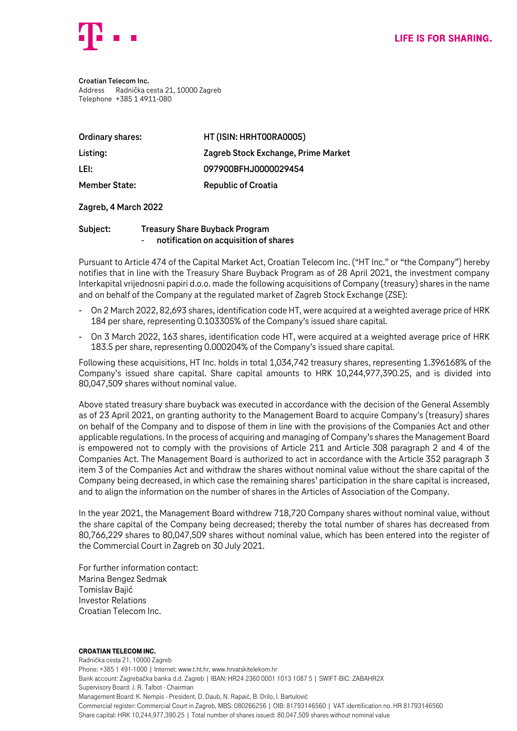LIFE IS FOR SHARING.

**Croatian Telecom Inc.**
Address Radnička cesta 21, 10000 Zagreb
Telephone +385 1 4911-080

| | |
|---|---|
| **Ordinary shares:** | **HT (ISIN: HRHT00RA0005)** |
| **Listing:** | **Zagreb Stock Exchange, Prime Market** |
| **LEI:** | **097900BFHJ0000029454** |
| **Member State:** | **Republic of Croatia** |

**Zagreb, 4 March 2022**

**Subject: Treasury Share Buyback Program**
**- notification on acquisition of shares**

Pursuant to Article 474 of the Capital Market Act, Croatian Telecom Inc. ("HT Inc." or "the Company") hereby notifies that in line with the Treasury Share Buyback Program as of 28 April 2021, the investment company Interkapital vrijednosni papiri d.o.o. made the following acquisitions of Company (treasury) shares in the name and on behalf of the Company at the regulated market of Zagreb Stock Exchange (ZSE):

- On 2 March 2022, 82,693 shares, identification code HT, were acquired at a weighted average price of HRK 184 per share, representing 0.103305% of the Company's issued share capital.
- On 3 March 2022, 163 shares, identification code HT, were acquired at a weighted average price of HRK 183.5 per share, representing 0.000204% of the Company's issued share capital.

Following these acquisitions, HT Inc. holds in total 1,034,742 treasury shares, representing 1.396168% of the Company's issued share capital. Share capital amounts to HRK 10,244,977,390.25, and is divided into 80,047,509 shares without nominal value.

Above stated treasury share buyback was executed in accordance with the decision of the General Assembly as of 23 April 2021, on granting authority to the Management Board to acquire Company's (treasury) shares on behalf of the Company and to dispose of them in line with the provisions of the Companies Act and other applicable regulations. In the process of acquiring and managing of Company's shares the Management Board is empowered not to comply with the provisions of Article 211 and Article 308 paragraph 2 and 4 of the Companies Act. The Management Board is authorized to act in accordance with the Article 352 paragraph 3 item 3 of the Companies Act and withdraw the shares without nominal value without the share capital of the Company being decreased, in which case the remaining shares' participation in the share capital is increased, and to align the information on the number of shares in the Articles of Association of the Company.

In the year 2021, the Management Board withdrew 718,720 Company shares without nominal value, without the share capital of the Company being decreased; thereby the total number of shares has decreased from 80,766,229 shares to 80,047,509 shares without nominal value, which has been entered into the register of the Commercial Court in Zagreb on 30 July 2021.

For further information contact:
Marina Bengez Sedmak
Tomislav Bajić
Investor Relations
Croatian Telecom Inc.

**CROATIAN TELECOM INC.**
Radnička cesta 21, 10000 Zagreb
Phone: +385 1 491-1000 | Internet: www.t.ht.hr, www.hrvatskitelekom.hr
Bank account: Zagrebačka banka d.d. Zagreb | IBAN: HR24 2360 0001 1013 1087 5 | SWIFT-BIC: ZABAHR2X
Supervisory Board: J. R. Talbot - Chairman
Management Board: K. Nempis - President, D. Daub, N. Rapaić, B. Drilo, I. Bartulović
Commercial register: Commercial Court in Zagreb, MBS: 080266256 | OIB: 81793146560 | VAT identification no. HR 81793146560
Share capital: HRK 10,244,977,390.25 | Total number of shares issued: 80,047,509 shares without nominal value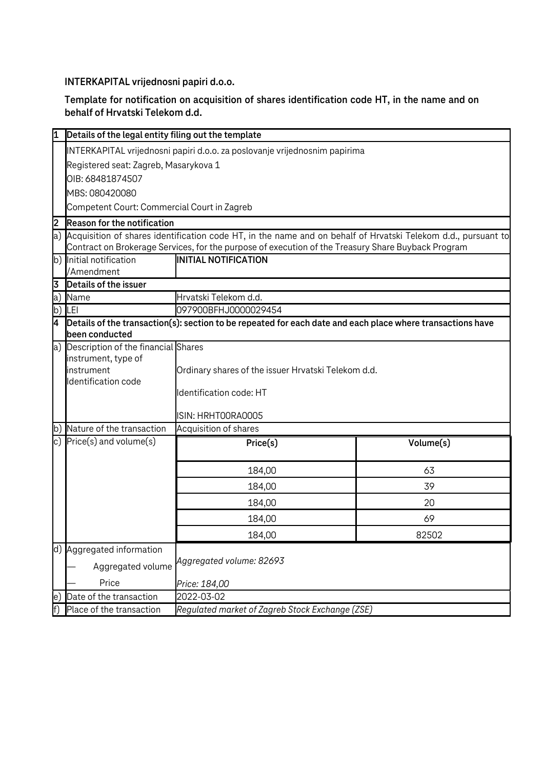**INTERKAPITAL vrijednosni papiri d.o.o.**

**Template for notification on acquisition of shares identification code HT, in the name and on behalf of Hrvatski Telekom d.d.**

| | | | |
|---|---|---|---|
| **1** | **Details of the legal entity filing out the template** | | |
| | INTERKAPITAL vrijednosni papiri d.o.o. za poslovanje vrijednosnim papirima<br>Registered seat: Zagreb, Masarykova 1<br>OIB: 68481874507<br>MBS: 080420080<br>Competent Court: Commercial Court in Zagreb | | |
| **2** | **Reason for the notification** | | |
| a) | Acquisition of shares identification code HT, in the name and on behalf of Hrvatski Telekom d.d., pursuant to Contract on Brokerage Services, for the purpose of execution of the Treasury Share Buyback Program | | |
| b) | Initial notification /Amendment | **INITIAL NOTIFICATION** | |
| **3** | **Details of the issuer** | | |
| a) | Name | Hrvatski Telekom d.d. | |
| b) | LEI | 097900BFHJ0000029454 | |
| **4** | **Details of the transaction(s): section to be repeated for each date and each place where transactions have been conducted** | | |
| a) | Description of the financial instrument, type of instrument Identification code | Shares<br>Ordinary shares of the issuer Hrvatski Telekom d.d.<br>Identification code: HT<br>ISIN: HRHT00RA0005 | |
| b) | Nature of the transaction | Acquisition of shares | |
| c) | Price(s) and volume(s) | **Price(s)** | **Volume(s)** |
| | | 184,00 | 63 |
| | | 184,00 | 39 |
| | | 184,00 | 20 |
| | | 184,00 | 69 |
| | | 184,00 | 82502 |
| d) | Aggregated information<br>— Aggregated volume<br>— Price | *Aggregated volume: 82693*<br>*Price: 184,00* | |
| e) | Date of the transaction | 2022-03-02 | |
| f) | Place of the transaction | *Regulated market of Zagreb Stock Exchange (ZSE)* | |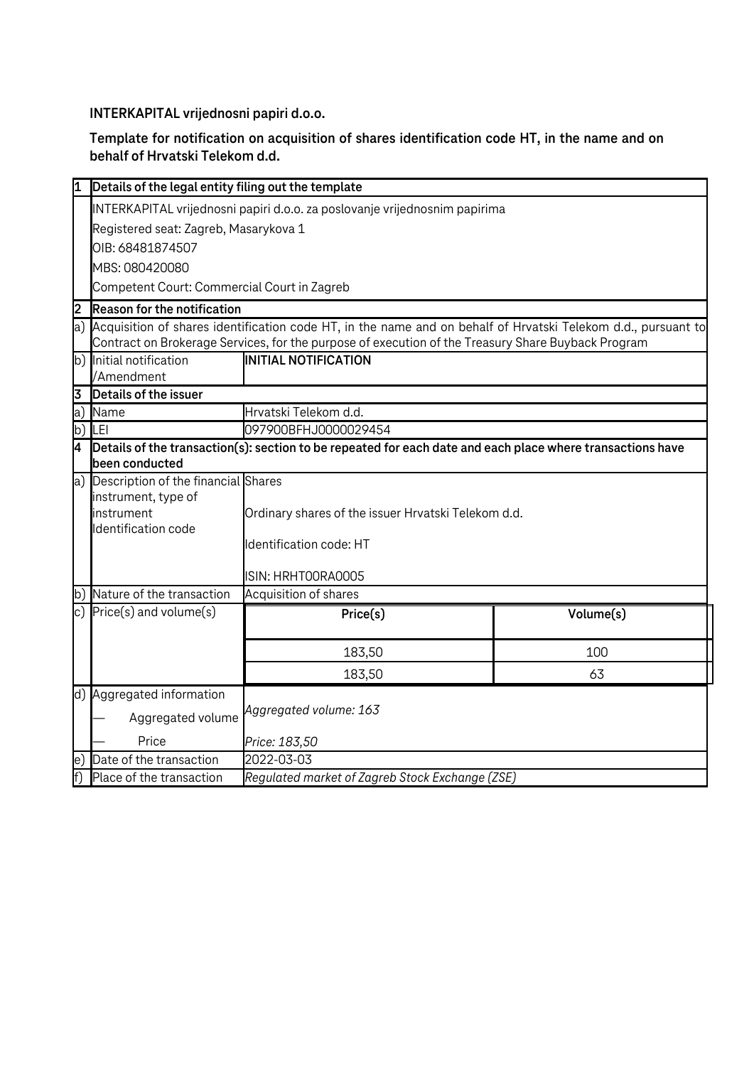**INTERKAPITAL vrijednosni papiri d.o.o.**

**Template for notification on acquisition of shares identification code HT, in the name and on behalf of Hrvatski Telekom d.d.**

| | | | |
|---|---|---|---|
| **1** | **Details of the legal entity filing out the template** | | |
| | INTERKAPITAL vrijednosni papiri d.o.o. za poslovanje vrijednosnim papirima<br>Registered seat: Zagreb, Masarykova 1<br>OIB: 68481874507<br>MBS: 080420080<br>Competent Court: Commercial Court in Zagreb | | |
| **2** | **Reason for the notification** | | |
| a) | Acquisition of shares identification code HT, in the name and on behalf of Hrvatski Telekom d.d., pursuant to Contract on Brokerage Services, for the purpose of execution of the Treasury Share Buyback Program | | |
| b) | Initial notification /Amendment | **INITIAL NOTIFICATION** | |
| **3** | **Details of the issuer** | | |
| a) | Name | Hrvatski Telekom d.d. | |
| b) | LEI | 097900BFHJ0000029454 | |
| **4** | **Details of the transaction(s): section to be repeated for each date and each place where transactions have been conducted** | | |
| a) | Description of the financial instrument, type of instrument Identification code | Shares<br>Ordinary shares of the issuer Hrvatski Telekom d.d.<br>Identification code: HT<br>ISIN: HRHT00RA0005 | |
| b) | Nature of the transaction | Acquisition of shares | |
| c) | Price(s) and volume(s) | **Price(s)** | **Volume(s)** |
| | | 183,50 | 100 |
| | | 183,50 | 63 |
| d) | Aggregated information<br>— Aggregated volume<br>— Price | *Aggregated volume: 163*<br>*Price: 183,50* | |
| e) | Date of the transaction | 2022-03-03 | |
| f) | Place of the transaction | *Regulated market of Zagreb Stock Exchange (ZSE)* | |